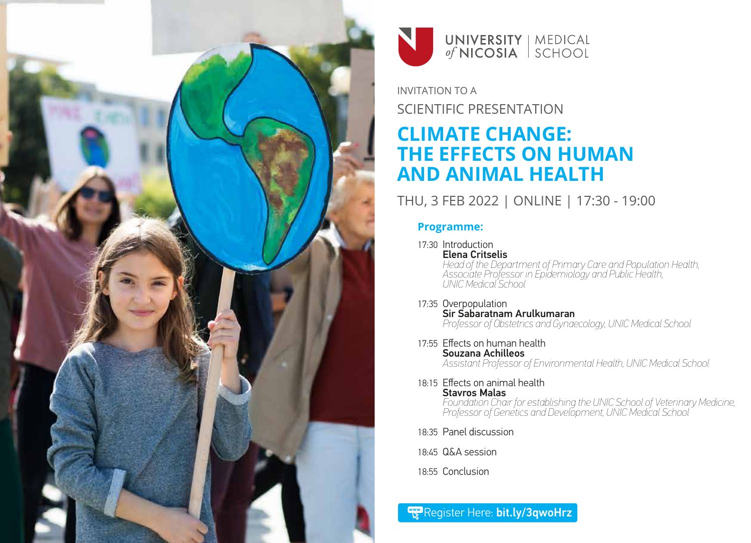UNIVERSITY of NICOSIA | MEDICAL SCHOOL

INVITATION TO A

SCIENTIFIC PRESENTATION

# CLIMATE CHANGE: THE EFFECTS ON HUMAN AND ANIMAL HEALTH

THU, 3 FEB 2022 | ONLINE | 17:30 - 19:00

## Programme:

17:30 Introduction
**Elena Critselis**
*Head of the Department of Primary Care and Population Health, Associate Professor in Epidemiology and Public Health, UNIC Medical School*

17:35 Overpopulation
**Sir Sabaratnam Arulkumaran**
*Professor of Obstetrics and Gynaecology, UNIC Medical School*

17:55 Effects on human health
**Souzana Achilleos**
*Assistant Professor of Environmental Health, UNIC Medical School*

18:15 Effects on animal health
**Stavros Malas**
*Foundation Chair for establishing the UNIC School of Veterinary Medicine, Professor of Genetics and Development, UNIC Medical School*

18:35 Panel discussion

18:45 Q&A session

18:55 Conclusion

Register Here: **bit.ly/3qwoHrz**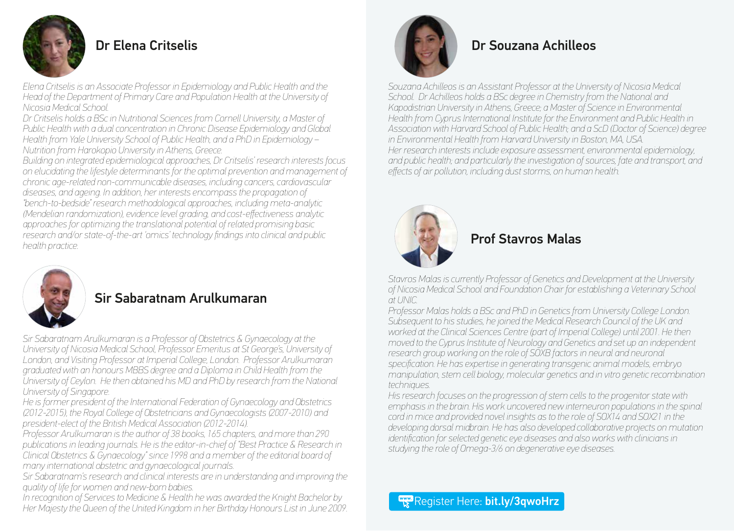## Dr Elena Critselis

*Elena Critselis is an Associate Professor in Epidemiology and Public Health and the Head of the Department of Primary Care and Population Health at the University of Nicosia Medical School.*

*Dr Critselis holds a BSc in Nutritional Sciences from Cornell University, a Master of Public Health with a dual concentration in Chronic Disease Epidemiology and Global Health from Yale University School of Public Health, and a PhD in Epidemiology – Nutrition from Harokopio University in Athens, Greece.*

*Building on integrated epidemiological approaches, Dr Critselis' research interests focus on elucidating the lifestyle determinants for the optimal prevention and management of chronic age-related non-communicable diseases, including cancers, cardiovascular diseases, and ageing. In addition, her interests encompass the propagation of "bench-to-bedside" research methodological approaches, including meta-analytic (Mendelian randomization), evidence level grading, and cost-effectiveness analytic approaches for optimizing the translational potential of related promising basic research and/or state-of-the-art 'omics' technology findings into clinical and public health practice.*

## Sir Sabaratnam Arulkumaran

*Sir Sabaratnam Arulkumaran is a Professor of Obstetrics & Gynaecology at the University of Nicosia Medical School, Professor Emeritus at St George's, University of London, and Visiting Professor at Imperial College, London. Professor Arulkumaran graduated with an honours MBBS degree and a Diploma in Child Health from the University of Ceylon. He then obtained his MD and PhD by research from the National University of Singapore.*

*He is former president of the International Federation of Gynaecology and Obstetrics (2012-2015), the Royal College of Obstetricians and Gynaecologists (2007-2010) and president-elect of the British Medical Association (2012-2014).*

*Professor Arulkumaran is the author of 38 books, 165 chapters, and more than 290 publications in leading journals. He is the editor-in-chief of "Best Practice & Research in Clinical Obstetrics & Gynaecology" since 1998 and a member of the editorial board of many international obstetric and gynaecological journals.*

*Sir Sabaratnam's research and clinical interests are in understanding and improving the quality of life for women and new-born babies.*

*In recognition of Services to Medicine & Health he was awarded the Knight Bachelor by Her Majesty the Queen of the United Kingdom in her Birthday Honours List in June 2009.*

## Dr Souzana Achilleos

*Souzana Achilleos is an Assistant Professor at the University of Nicosia Medical School. Dr Achilleos holds a BSc degree in Chemistry from the National and Kapodistrian University in Athens, Greece; a Master of Science in Environmental Health from Cyprus International Institute for the Environment and Public Health in Association with Harvard School of Public Health; and a ScD (Doctor of Science) degree in Environmental Health from Harvard University in Boston, MA, USA.*

*Her research interests include exposure assessment, environmental epidemiology, and public health; and particularly the investigation of sources, fate and transport, and effects of air pollution, including dust storms, on human health.*

## Prof Stavros Malas

*Stavros Malas is currently Professor of Genetics and Development at the University of Nicosia Medical School and Foundation Chair for establishing a Veterinary School at UNIC.*

*Professor Malas holds a BSc and PhD in Genetics from University College London. Subsequent to his studies, he joined the Medical Research Council of the UK and worked at the Clinical Sciences Centre (part of Imperial College) until 2001. He then moved to the Cyprus Institute of Neurology and Genetics and set up an independent research group working on the role of SOXB factors in neural and neuronal specification. He has expertise in generating transgenic animal models, embryo manipulation, stem cell biology, molecular genetics and in vitro genetic recombination techniques.*

*His research focuses on the progression of stem cells to the progenitor state with emphasis in the brain. His work uncovered new interneuron populations in the spinal cord in mice and provided novel insights as to the role of SOX14 and SOX21 in the developing dorsal midbrain. He has also developed collaborative projects on mutation identification for selected genetic eye diseases and also works with clinicians in studying the role of Omega-3/6 on degenerative eye diseases.*

Register Here: **bit.ly/3qwoHrz**